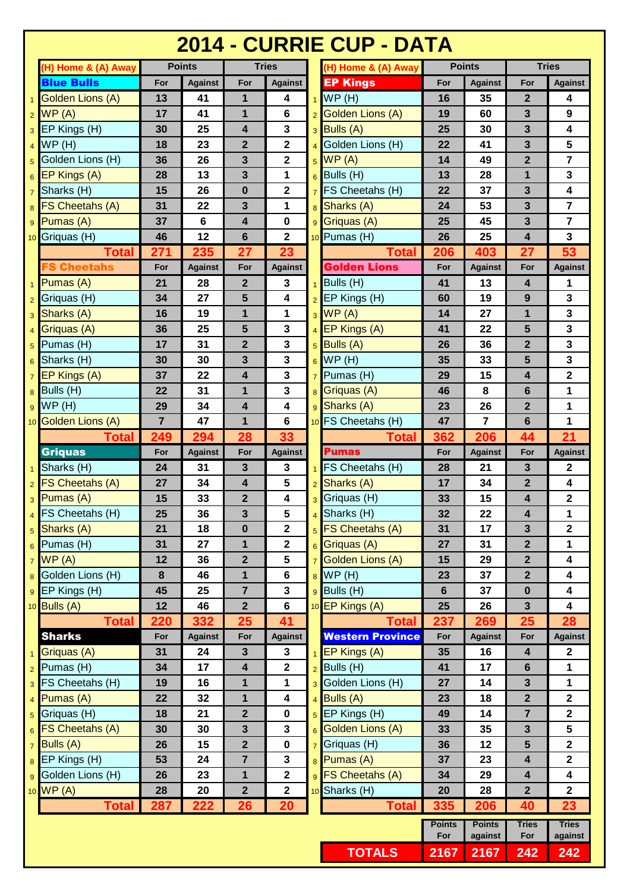# 2014 - CURRIE CUP - DATA

| | (H) Home & (A) Away | Points | | Tries | |
|---|---|---|---|---|---|
| | **Blue Bulls** | For | Against | For | Against |
| 1 | Golden Lions (A) | 13 | 41 | 1 | 4 |
| 2 | WP (A) | 17 | 41 | 1 | 6 |
| 3 | EP Kings (H) | 30 | 25 | 4 | 3 |
| 4 | WP (H) | 18 | 23 | 2 | 2 |
| 5 | Golden Lions (H) | 36 | 26 | 3 | 2 |
| 6 | EP Kings (A) | 28 | 13 | 3 | 1 |
| 7 | Sharks (H) | 15 | 26 | 0 | 2 |
| 8 | FS Cheetahs (A) | 31 | 22 | 3 | 1 |
| 9 | Pumas (A) | 37 | 6 | 4 | 0 |
| 10 | Griquas (H) | 46 | 12 | 6 | 2 |
| | **Total** | **271** | **235** | **27** | **23** |
| | **FS Cheetahs** | For | Against | For | Against |
| 1 | Pumas (A) | 21 | 28 | 2 | 3 |
| 2 | Griquas (H) | 34 | 27 | 5 | 4 |
| 3 | Sharks (A) | 16 | 19 | 1 | 1 |
| 4 | Griquas (A) | 36 | 25 | 5 | 3 |
| 5 | Pumas (H) | 17 | 31 | 2 | 3 |
| 6 | Sharks (H) | 30 | 30 | 3 | 3 |
| 7 | EP Kings (A) | 37 | 22 | 4 | 3 |
| 8 | Bulls (H) | 22 | 31 | 1 | 3 |
| 9 | WP (H) | 29 | 34 | 4 | 4 |
| 10 | Golden Lions (A) | 7 | 47 | 1 | 6 |
| | **Total** | **249** | **294** | **28** | **33** |
| | **Griquas** | For | Against | For | Against |
| 1 | Sharks (H) | 24 | 31 | 3 | 3 |
| 2 | FS Cheetahs (A) | 27 | 34 | 4 | 5 |
| 3 | Pumas (A) | 15 | 33 | 2 | 4 |
| 4 | FS Cheetahs (H) | 25 | 36 | 3 | 5 |
| 5 | Sharks (A) | 21 | 18 | 0 | 2 |
| 6 | Pumas (H) | 31 | 27 | 1 | 2 |
| 7 | WP (A) | 12 | 36 | 2 | 5 |
| 8 | Golden Lions (H) | 8 | 46 | 1 | 6 |
| 9 | EP Kings (H) | 45 | 25 | 7 | 3 |
| 10 | Bulls (A) | 12 | 46 | 2 | 6 |
| | **Total** | **220** | **332** | **25** | **41** |
| | **Sharks** | For | Against | For | Against |
| 1 | Griquas (A) | 31 | 24 | 3 | 3 |
| 2 | Pumas (H) | 34 | 17 | 4 | 2 |
| 3 | FS Cheetahs (H) | 19 | 16 | 1 | 1 |
| 4 | Pumas (A) | 22 | 32 | 1 | 4 |
| 5 | Griquas (H) | 18 | 21 | 2 | 0 |
| 6 | FS Cheetahs (A) | 30 | 30 | 3 | 3 |
| 7 | Bulls (A) | 26 | 15 | 2 | 0 |
| 8 | EP Kings (H) | 53 | 24 | 7 | 3 |
| 9 | Golden Lions (H) | 26 | 23 | 1 | 2 |
| 10 | WP (A) | 28 | 20 | 2 | 2 |
| | **Total** | **287** | **222** | **26** | **20** |

| | (H) Home & (A) Away | Points | | Tries | |
|---|---|---|---|---|---|
| | **EP Kings** | For | Against | For | Against |
| 1 | WP (H) | 16 | 35 | 2 | 4 |
| 2 | Golden Lions (A) | 19 | 60 | 3 | 9 |
| 3 | Bulls (A) | 25 | 30 | 3 | 4 |
| 4 | Golden Lions (H) | 22 | 41 | 3 | 5 |
| 5 | WP (A) | 14 | 49 | 2 | 7 |
| 6 | Bulls (H) | 13 | 28 | 1 | 3 |
| 7 | FS Cheetahs (H) | 22 | 37 | 3 | 4 |
| 8 | Sharks (A) | 24 | 53 | 3 | 7 |
| 9 | Griquas (A) | 25 | 45 | 3 | 7 |
| 10 | Pumas (H) | 26 | 25 | 4 | 3 |
| | **Total** | **206** | **403** | **27** | **53** |
| | **Golden Lions** | For | Against | For | Against |
| 1 | Bulls (H) | 41 | 13 | 4 | 1 |
| 2 | EP Kings (H) | 60 | 19 | 9 | 3 |
| 3 | WP (A) | 14 | 27 | 1 | 3 |
| 4 | EP Kings (A) | 41 | 22 | 5 | 3 |
| 5 | Bulls (A) | 26 | 36 | 2 | 3 |
| 6 | WP (H) | 35 | 33 | 5 | 3 |
| 7 | Pumas (H) | 29 | 15 | 4 | 2 |
| 8 | Griquas (A) | 46 | 8 | 6 | 1 |
| 9 | Sharks (A) | 23 | 26 | 2 | 1 |
| 10 | FS Cheetahs (H) | 47 | 7 | 6 | 1 |
| | **Total** | **362** | **206** | **44** | **21** |
| | **Pumas** | For | Against | For | Against |
| 1 | FS Cheetahs (H) | 28 | 21 | 3 | 2 |
| 2 | Sharks (A) | 17 | 34 | 2 | 4 |
| 3 | Griquas (H) | 33 | 15 | 4 | 2 |
| 4 | Sharks (H) | 32 | 22 | 4 | 1 |
| 5 | FS Cheetahs (A) | 31 | 17 | 3 | 2 |
| 6 | Griquas (A) | 27 | 31 | 2 | 1 |
| 7 | Golden Lions (A) | 15 | 29 | 2 | 4 |
| 8 | WP (H) | 23 | 37 | 2 | 4 |
| 9 | Bulls (H) | 6 | 37 | 0 | 4 |
| 10 | EP Kings (A) | 25 | 26 | 3 | 4 |
| | **Total** | **237** | **269** | **25** | **28** |
| | **Western Province** | For | Against | For | Against |
| 1 | EP Kings (A) | 35 | 16 | 4 | 2 |
| 2 | Bulls (H) | 41 | 17 | 6 | 1 |
| 3 | Golden Lions (H) | 27 | 14 | 3 | 1 |
| 4 | Bulls (A) | 23 | 18 | 2 | 2 |
| 5 | EP Kings (H) | 49 | 14 | 7 | 2 |
| 6 | Golden Lions (A) | 33 | 35 | 3 | 5 |
| 7 | Griquas (H) | 36 | 12 | 5 | 2 |
| 8 | Pumas (A) | 37 | 23 | 4 | 2 |
| 9 | FS Cheetahs (A) | 34 | 29 | 4 | 4 |
| 10 | Sharks (H) | 20 | 28 | 2 | 2 |
| | **Total** | **335** | **206** | **40** | **23** |

| | Points For | Points against | Tries For | Tries against |
|---|---|---|---|---|
| **TOTALS** | **2167** | **2167** | **242** | **242** |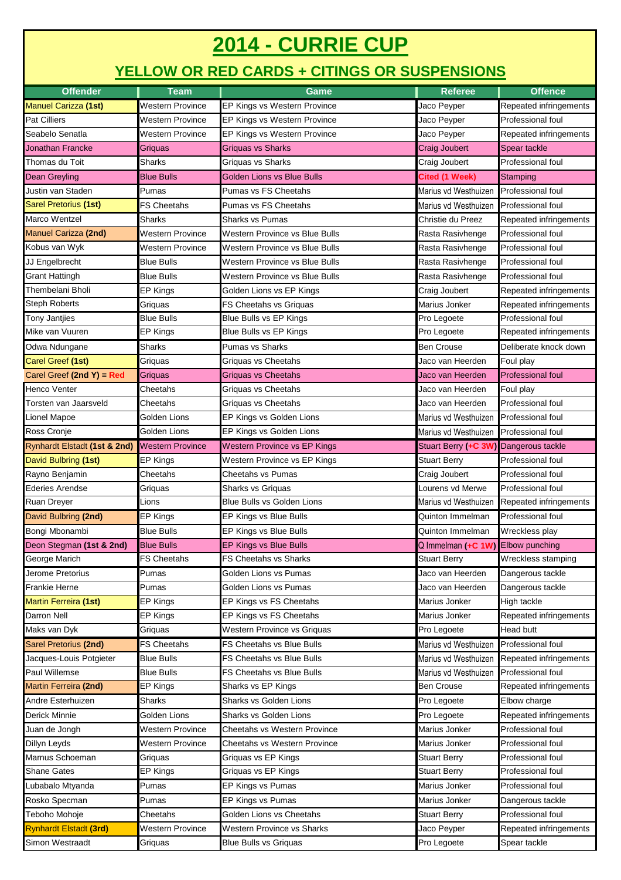# 2014 - CURRIE CUP

## YELLOW OR RED CARDS + CITINGS OR SUSPENSIONS

| Offender | Team | Game | Referee | Offence |
|---|---|---|---|---|
| Manuel Carizza **(1st)** | Western Province | EP Kings vs Western Province | Jaco Peyper | Repeated infringements |
| Pat Cilliers | Western Province | EP Kings vs Western Province | Jaco Peyper | Professional foul |
| Seabelo Senatla | Western Province | EP Kings vs Western Province | Jaco Peyper | Repeated infringements |
| Jonathan Francke | Griquas | Griquas vs Sharks | Craig Joubert | Spear tackle |
| Thomas du Toit | Sharks | Griquas vs Sharks | Craig Joubert | Professional foul |
| Dean Greyling | Blue Bulls | Golden Lions vs Blue Bulls | Cited (1 Week) | Stamping |
| Justin van Staden | Pumas | Pumas vs FS Cheetahs | Marius vd Westhuizen | Professional foul |
| Sarel Pretorius **(1st)** | FS Cheetahs | Pumas vs FS Cheetahs | Marius vd Westhuizen | Professional foul |
| Marco Wentzel | Sharks | Sharks vs Pumas | Christie du Preez | Repeated infringements |
| Manuel Carizza **(2nd)** | Western Province | Western Province vs Blue Bulls | Rasta Rasivhenge | Professional foul |
| Kobus van Wyk | Western Province | Western Province vs Blue Bulls | Rasta Rasivhenge | Professional foul |
| JJ Engelbrecht | Blue Bulls | Western Province vs Blue Bulls | Rasta Rasivhenge | Professional foul |
| Grant Hattingh | Blue Bulls | Western Province vs Blue Bulls | Rasta Rasivhenge | Professional foul |
| Thembelani Bholi | EP Kings | Golden Lions vs EP Kings | Craig Joubert | Repeated infringements |
| Steph Roberts | Griquas | FS Cheetahs vs Griquas | Marius Jonker | Repeated infringements |
| Tony Jantjies | Blue Bulls | Blue Bulls vs EP Kings | Pro Legoete | Professional foul |
| Mike van Vuuren | EP Kings | Blue Bulls vs EP Kings | Pro Legoete | Repeated infringements |
| Odwa Ndungane | Sharks | Pumas vs Sharks | Ben Crouse | Deliberate knock down |
| Carel Greef **(1st)** | Griquas | Griquas vs Cheetahs | Jaco van Heerden | Foul play |
| Carel Greef **(2nd Y) = Red** | Griquas | Griquas vs Cheetahs | Jaco van Heerden | Professional foul |
| Henco Venter | Cheetahs | Griquas vs Cheetahs | Jaco van Heerden | Foul play |
| Torsten van Jaarsveld | Cheetahs | Griquas vs Cheetahs | Jaco van Heerden | Professional foul |
| Lionel Mapoe | Golden Lions | EP Kings vs Golden Lions | Marius vd Westhuizen | Professional foul |
| Ross Cronje | Golden Lions | EP Kings vs Golden Lions | Marius vd Westhuizen | Professional foul |
| Rynhardt Elstadt **(1st & 2nd)** | Western Province | Western Province vs EP Kings | Stuart Berry **(+C 3W)** | Dangerous tackle |
| David Bulbring **(1st)** | EP Kings | Western Province vs EP Kings | Stuart Berry | Professional foul |
| Rayno Benjamin | Cheetahs | Cheetahs vs Pumas | Craig Joubert | Professional foul |
| Ederies Arendse | Griquas | Sharks vs Griquas | Lourens vd Merwe | Professional foul |
| Ruan Dreyer | Lions | Blue Bulls vs Golden Lions | Marius vd Westhuizen | Repeated infringements |
| David Bulbring **(2nd)** | EP Kings | EP Kings vs Blue Bulls | Quinton Immelman | Professional foul |
| Bongi Mbonambi | Blue Bulls | EP Kings vs Blue Bulls | Quinton Immelman | Wreckless play |
| Deon Stegman **(1st & 2nd)** | Blue Bulls | EP Kings vs Blue Bulls | Q Immelman **(+C 1W)** | Elbow punching |
| George Marich | FS Cheetahs | FS Cheetahs vs Sharks | Stuart Berry | Wreckless stamping |
| Jerome Pretorius | Pumas | Golden Lions vs Pumas | Jaco van Heerden | Dangerous tackle |
| Frankie Herne | Pumas | Golden Lions vs Pumas | Jaco van Heerden | Dangerous tackle |
| Martin Ferreira **(1st)** | EP Kings | EP Kings vs FS Cheetahs | Marius Jonker | High tackle |
| Darron Nell | EP Kings | EP Kings vs FS Cheetahs | Marius Jonker | Repeated infringements |
| Maks van Dyk | Griquas | Western Province vs Griquas | Pro Legoete | Head butt |
| Sarel Pretorius **(2nd)** | FS Cheetahs | FS Cheetahs vs Blue Bulls | Marius vd Westhuizen | Professional foul |
| Jacques-Louis Potgieter | Blue Bulls | FS Cheetahs vs Blue Bulls | Marius vd Westhuizen | Repeated infringements |
| Paul Willemse | Blue Bulls | FS Cheetahs vs Blue Bulls | Marius vd Westhuizen | Professional foul |
| Martin Ferreira **(2nd)** | EP Kings | Sharks vs EP Kings | Ben Crouse | Repeated infringements |
| Andre Esterhuizen | Sharks | Sharks vs Golden Lions | Pro Legoete | Elbow charge |
| Derick Minnie | Golden Lions | Sharks vs Golden Lions | Pro Legoete | Repeated infringements |
| Juan de Jongh | Western Province | Cheetahs vs Western Province | Marius Jonker | Professional foul |
| Dillyn Leyds | Western Province | Cheetahs vs Western Province | Marius Jonker | Professional foul |
| Marnus Schoeman | Griquas | Griquas vs EP Kings | Stuart Berry | Professional foul |
| Shane Gates | EP Kings | Griquas vs EP Kings | Stuart Berry | Professional foul |
| Lubabalo Mtyanda | Pumas | EP Kings vs Pumas | Marius Jonker | Professional foul |
| Rosko Specman | Pumas | EP Kings vs Pumas | Marius Jonker | Dangerous tackle |
| Teboho Mohoje | Cheetahs | Golden Lions vs Cheetahs | Stuart Berry | Professional foul |
| Rynhardt Elstadt **(3rd)** | Western Province | Western Province vs Sharks | Jaco Peyper | Repeated infringements |
| Simon Westraadt | Griquas | Blue Bulls vs Griquas | Pro Legoete | Spear tackle |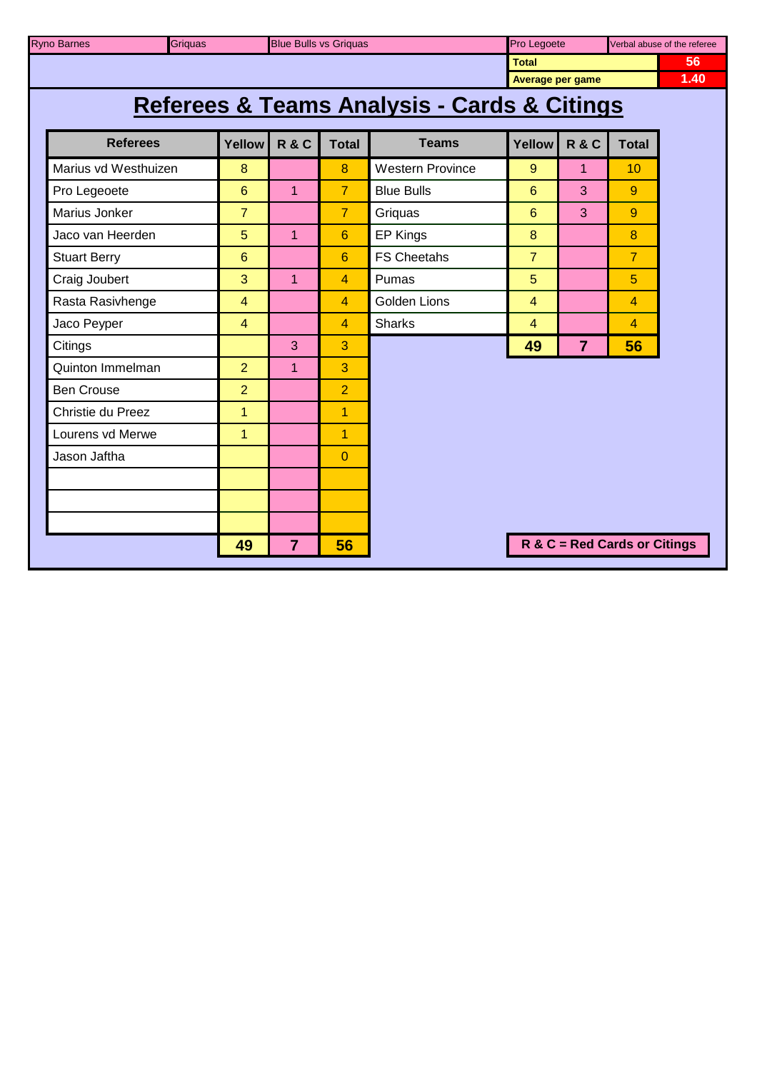| Ryno Barnes | Griquas | Blue Bulls vs Griquas | Pro Legoete | Verbal abuse of the referee |
|---|---|---|---|---|

| | |
|---|---|
| **Total** | **56** |
| **Average per game** | **1.40** |

# Referees & Teams Analysis - Cards & Citings

| Referees | Yellow | R & C | Total | Teams | Yellow | R & C | Total |
|---|---|---|---|---|---|---|---|
| Marius vd Westhuizen | 8 | | 8 | Western Province | 9 | 1 | 10 |
| Pro Legeoete | 6 | 1 | 7 | Blue Bulls | 6 | 3 | 9 |
| Marius Jonker | 7 | | 7 | Griquas | 6 | 3 | 9 |
| Jaco van Heerden | 5 | 1 | 6 | EP Kings | 8 | | 8 |
| Stuart Berry | 6 | | 6 | FS Cheetahs | 7 | | 7 |
| Craig Joubert | 3 | 1 | 4 | Pumas | 5 | | 5 |
| Rasta Rasivhenge | 4 | | 4 | Golden Lions | 4 | | 4 |
| Jaco Peyper | 4 | | 4 | Sharks | 4 | | 4 |
| Citings | | 3 | 3 | | **49** | **7** | **56** |
| Quinton Immelman | 2 | 1 | 3 | | | | |
| Ben Crouse | 2 | | 2 | | | | |
| Christie du Preez | 1 | | 1 | | | | |
| Lourens vd Merwe | 1 | | 1 | | | | |
| Jason Jaftha | | | 0 | | | | |
| | | | | | | | |
| | | | | | | | |
| | | | | | | | |
| | **49** | **7** | **56** | | | | |

**R & C = Red Cards or Citings**